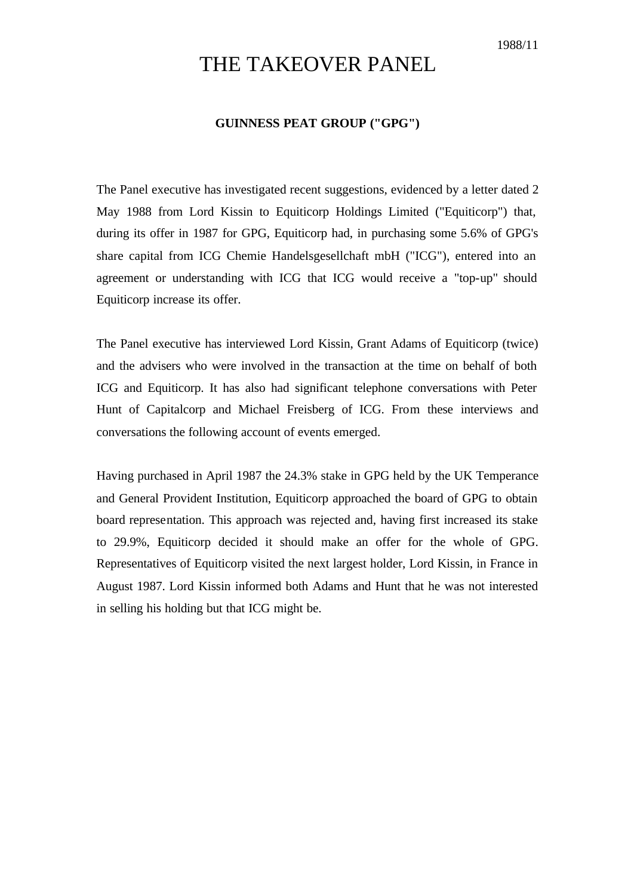1988/11

# THE TAKEOVER PANEL

**GUINNESS PEAT GROUP ("GPG")**

The Panel executive has investigated recent suggestions, evidenced by a letter dated 2 May 1988 from Lord Kissin to Equiticorp Holdings Limited ("Equiticorp") that, during its offer in 1987 for GPG, Equiticorp had, in purchasing some 5.6% of GPG's share capital from ICG Chemie Handelsgesellchaft mbH ("ICG"), entered into an agreement or understanding with ICG that ICG would receive a "top-up" should Equiticorp increase its offer.

The Panel executive has interviewed Lord Kissin, Grant Adams of Equiticorp (twice) and the advisers who were involved in the transaction at the time on behalf of both ICG and Equiticorp. It has also had significant telephone conversations with Peter Hunt of Capitalcorp and Michael Freisberg of ICG. From these interviews and conversations the following account of events emerged.

Having purchased in April 1987 the 24.3% stake in GPG held by the UK Temperance and General Provident Institution, Equiticorp approached the board of GPG to obtain board representation. This approach was rejected and, having first increased its stake to 29.9%, Equiticorp decided it should make an offer for the whole of GPG. Representatives of Equiticorp visited the next largest holder, Lord Kissin, in France in August 1987. Lord Kissin informed both Adams and Hunt that he was not interested in selling his holding but that ICG might be.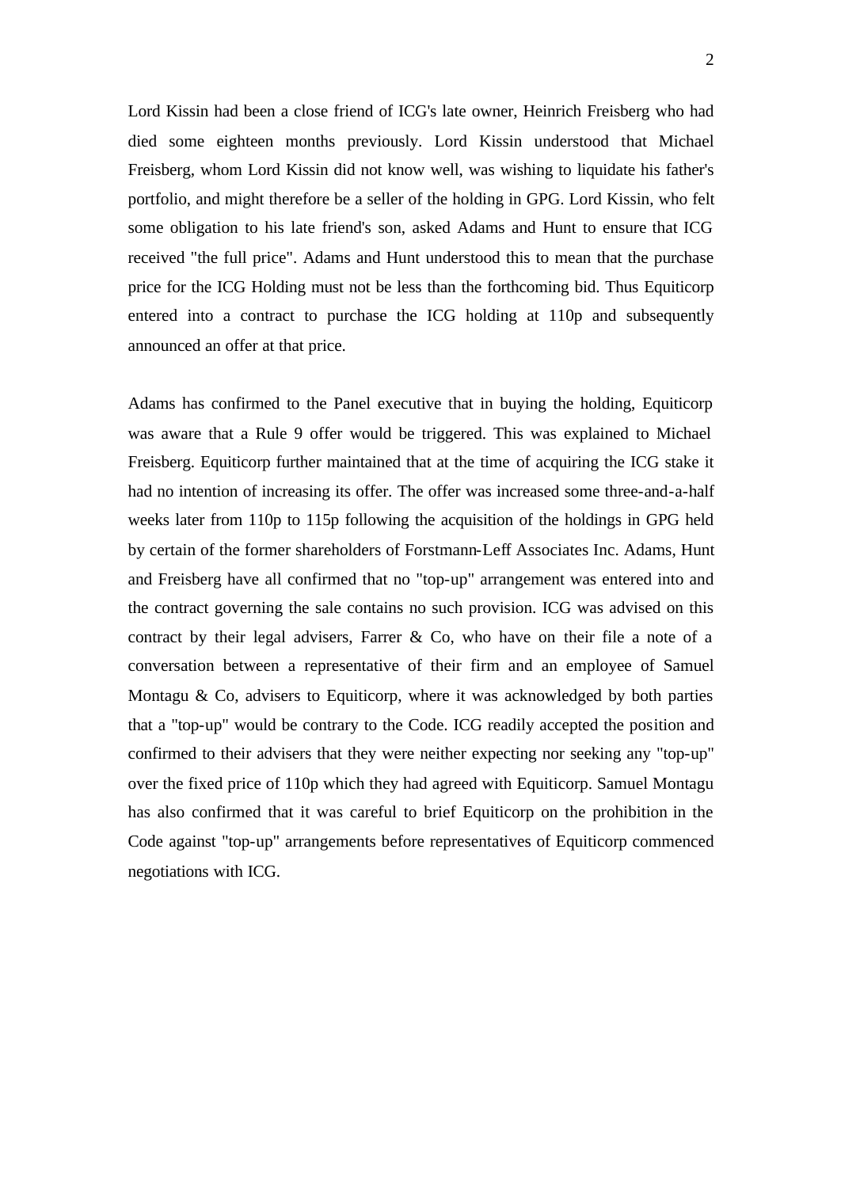Lord Kissin had been a close friend of ICG's late owner, Heinrich Freisberg who had died some eighteen months previously. Lord Kissin understood that Michael Freisberg, whom Lord Kissin did not know well, was wishing to liquidate his father's portfolio, and might therefore be a seller of the holding in GPG. Lord Kissin, who felt some obligation to his late friend's son, asked Adams and Hunt to ensure that ICG received "the full price". Adams and Hunt understood this to mean that the purchase price for the ICG Holding must not be less than the forthcoming bid. Thus Equiticorp entered into a contract to purchase the ICG holding at 110p and subsequently announced an offer at that price.

Adams has confirmed to the Panel executive that in buying the holding, Equiticorp was aware that a Rule 9 offer would be triggered. This was explained to Michael Freisberg. Equiticorp further maintained that at the time of acquiring the ICG stake it had no intention of increasing its offer. The offer was increased some three-and-a-half weeks later from 110p to 115p following the acquisition of the holdings in GPG held by certain of the former shareholders of Forstmann-Leff Associates Inc. Adams, Hunt and Freisberg have all confirmed that no "top-up" arrangement was entered into and the contract governing the sale contains no such provision. ICG was advised on this contract by their legal advisers, Farrer & Co, who have on their file a note of a conversation between a representative of their firm and an employee of Samuel Montagu & Co, advisers to Equiticorp, where it was acknowledged by both parties that a "top-up" would be contrary to the Code. ICG readily accepted the position and confirmed to their advisers that they were neither expecting nor seeking any "top-up" over the fixed price of 110p which they had agreed with Equiticorp. Samuel Montagu has also confirmed that it was careful to brief Equiticorp on the prohibition in the Code against "top-up" arrangements before representatives of Equiticorp commenced negotiations with ICG.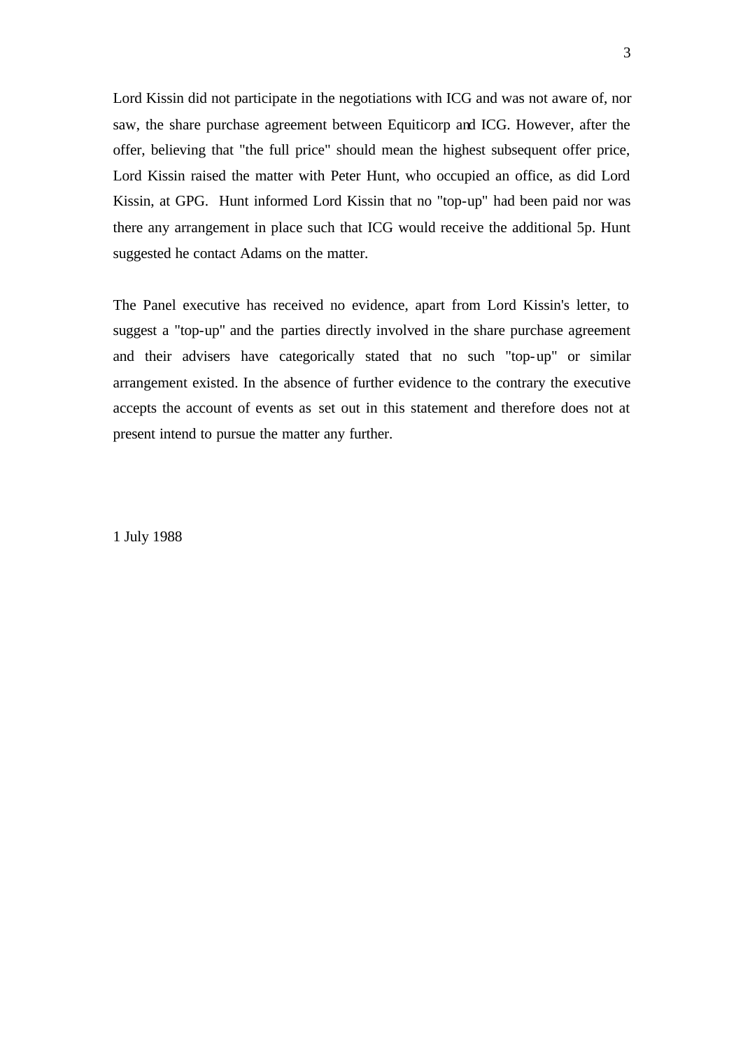Lord Kissin did not participate in the negotiations with ICG and was not aware of, nor saw, the share purchase agreement between Equiticorp and ICG. However, after the offer, believing that "the full price" should mean the highest subsequent offer price, Lord Kissin raised the matter with Peter Hunt, who occupied an office, as did Lord Kissin, at GPG. Hunt informed Lord Kissin that no "top-up" had been paid nor was there any arrangement in place such that ICG would receive the additional 5p. Hunt suggested he contact Adams on the matter.

The Panel executive has received no evidence, apart from Lord Kissin's letter, to suggest a "top-up" and the parties directly involved in the share purchase agreement and their advisers have categorically stated that no such "top-up" or similar arrangement existed. In the absence of further evidence to the contrary the executive accepts the account of events as set out in this statement and therefore does not at present intend to pursue the matter any further.

1 July 1988